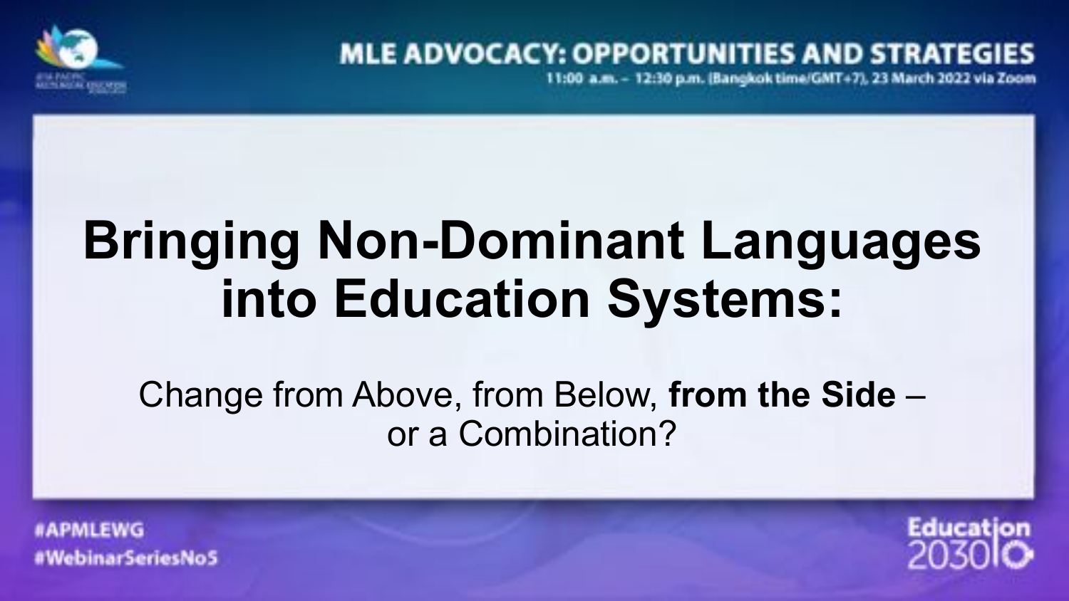MLE ADVOCACY: OPPORTUNITIES AND STRATEGIES

11:00 a.m. – 12:30 p.m. (Bangkok time/GMT+7), 23 March 2022 via Zoom

# Bringing Non-Dominant Languages into Education Systems:

Change from Above, from Below, **from the Side** – or a Combination?

#APMLEWG
#WebinarSeriesNo5

Education 2030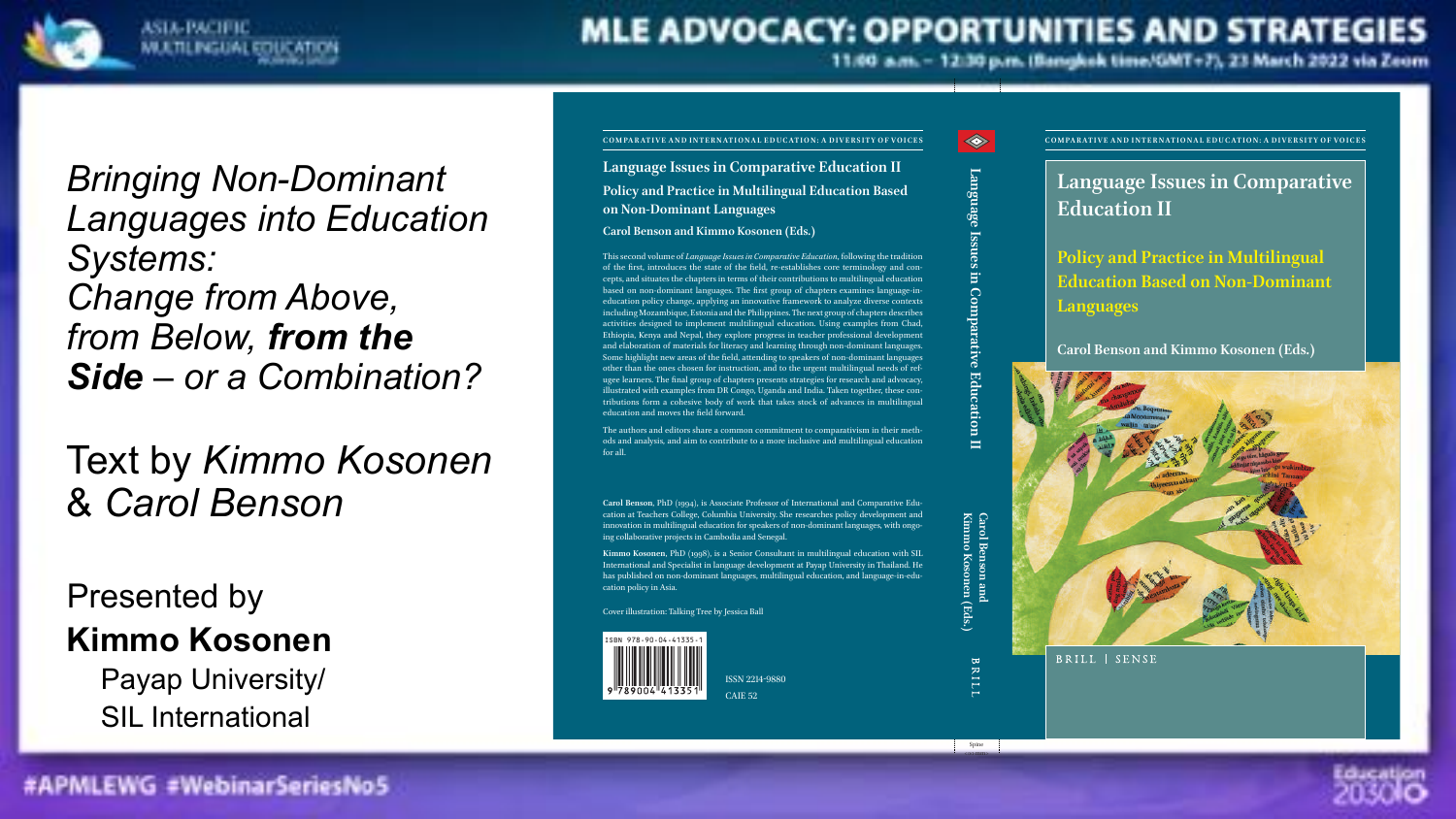*Bringing Non-Dominant Languages into Education Systems: Change from Above, from Below, **from the Side** – or a Combination?*

Text by *Kimmo Kosonen* & *Carol Benson*

Presented by

**Kimmo Kosonen**

Payap University/
SIL International

COMPARATIVE AND INTERNATIONAL EDUCATION: A DIVERSITY OF VOICES

**Language Issues in Comparative Education II**

**Policy and Practice in Multilingual Education Based on Non-Dominant Languages**

**Carol Benson and Kimmo Kosonen (Eds.)**

This second volume of *Language Issues in Comparative Education*, following the tradition of the first, introduces the state of the field, re-establishes core terminology and concepts, and situates the chapters in terms of their contributions to multilingual education based on non-dominant languages. The first group of chapters examines language-in-education policy change, applying an innovative framework to analyze diverse contexts including Mozambique, Estonia and the Philippines. The next group of chapters describes activities designed to implement multilingual education. Using examples from Chad, Ethiopia, Kenya and Nepal, they explore progress in teacher professional development and elaboration of materials for literacy and learning through non-dominant languages. Some highlight new areas of the field, attending to speakers of non-dominant languages other than the ones chosen for instruction, and to the urgent multilingual needs of refugee learners. The final group of chapters presents strategies for research and advocacy, illustrated with examples from DR Congo, Uganda and India. Taken together, these contributions form a cohesive body of work that takes stock of advances in multilingual education and moves the field forward.

The authors and editors share a common commitment to comparativism in their methods and analysis, and aim to contribute to a more inclusive and multilingual education for all.

**Carol Benson**, PhD (1994), is Associate Professor of International and Comparative Education at Teachers College, Columbia University. She researches policy development and innovation in multilingual education for speakers of non-dominant languages, with ongoing collaborative projects in Cambodia and Senegal.

**Kimmo Kosonen**, PhD (1998), is a Senior Consultant in multilingual education with SIL International and Specialist in language development at Payap University in Thailand. He has published on non-dominant languages, multilingual education, and language-in-education policy in Asia.

Cover illustration: Talking Tree by Jessica Ball

ISBN 978-90-04-41335-1

ISSN 2214-9880
CAIE 52

BRILL | SENSE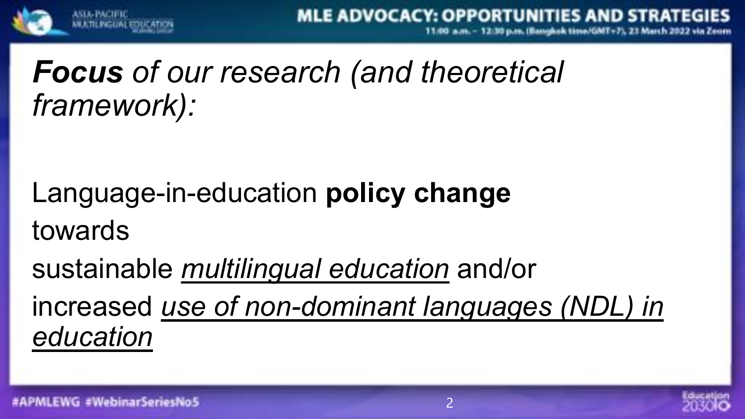# ***Focus*** *of our research (and theoretical framework):*

Language-in-education **policy change**

towards

sustainable *multilingual education* and/or

increased *use of non-dominant languages (NDL) in education*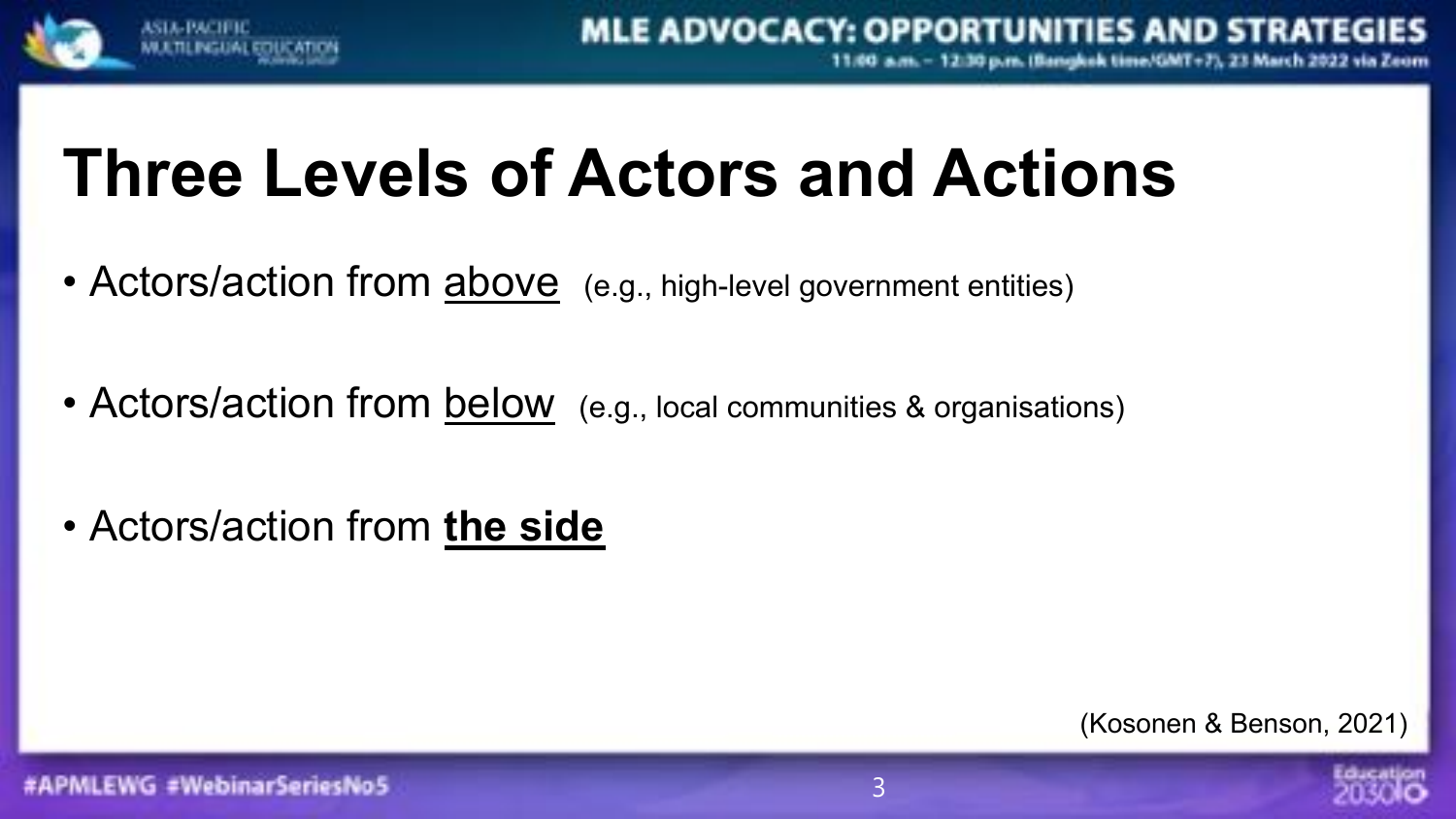# Three Levels of Actors and Actions

- Actors/action from above (e.g., high-level government entities)
- Actors/action from below (e.g., local communities & organisations)
- Actors/action from **the side**

(Kosonen & Benson, 2021)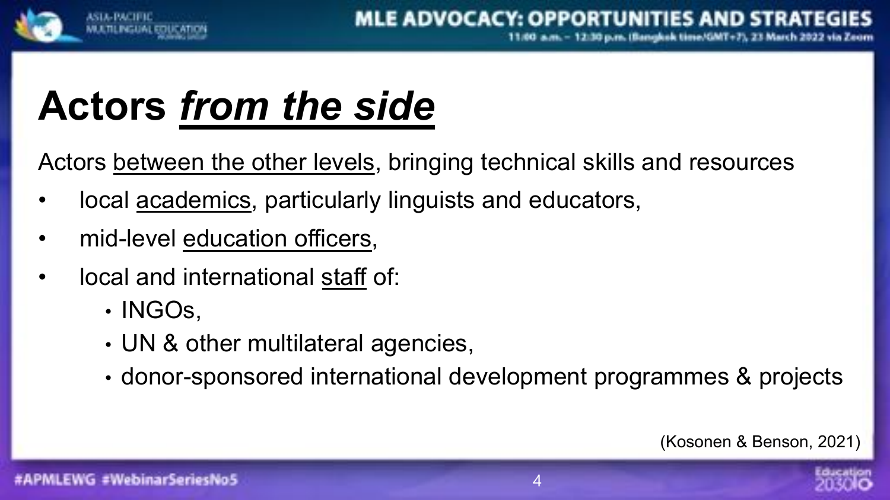# Actors *from the side*

Actors between the other levels, bringing technical skills and resources

- local academics, particularly linguists and educators,
- mid-level education officers,
- local and international staff of:
  - INGOs,
  - UN & other multilateral agencies,
  - donor-sponsored international development programmes & projects

(Kosonen & Benson, 2021)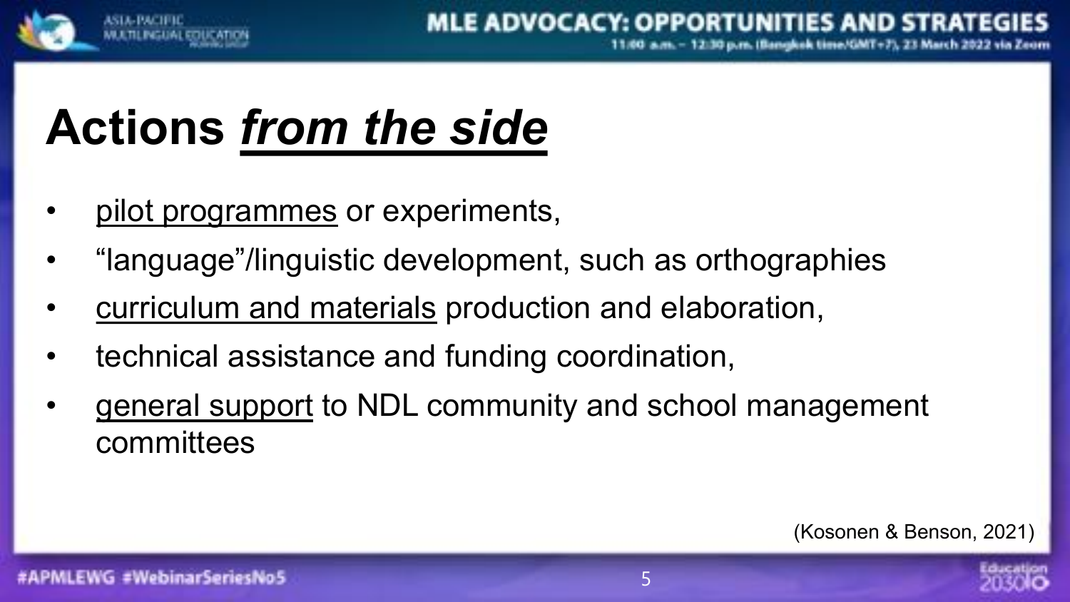# Actions ***from the side***

- pilot programmes or experiments,
- "language"/linguistic development, such as orthographies
- curriculum and materials production and elaboration,
- technical assistance and funding coordination,
- general support to NDL community and school management committees

(Kosonen & Benson, 2021)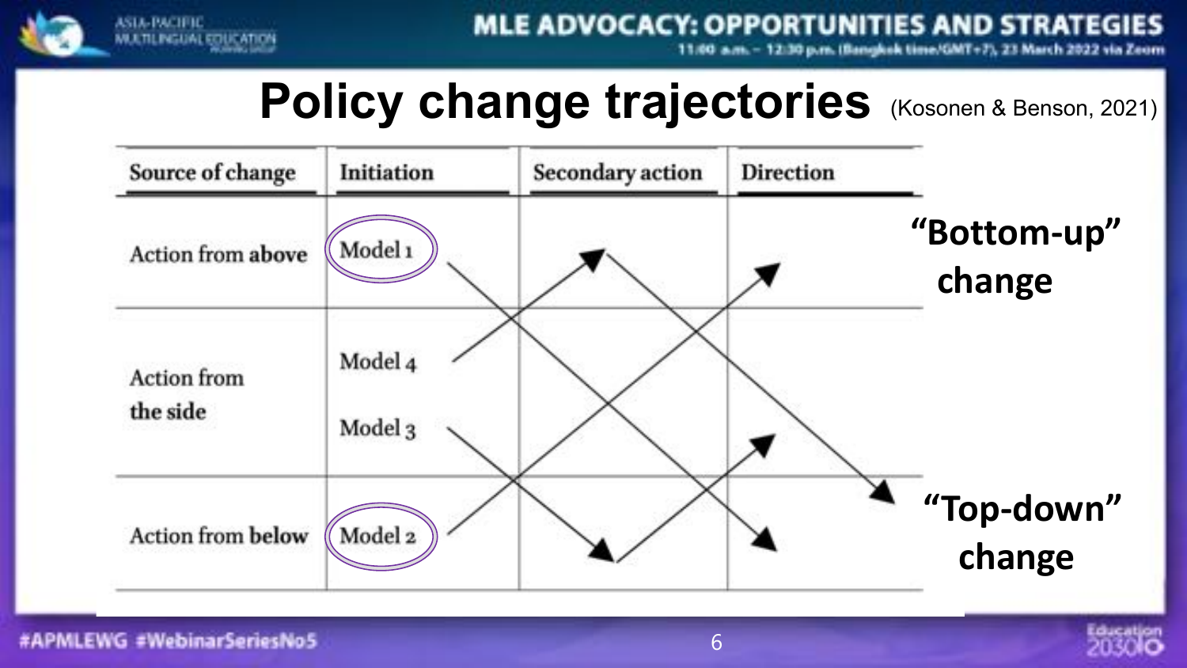# Policy change trajectories (Kosonen & Benson, 2021)

| Source of change | Initiation | Secondary action | Direction |
|---|---|---|---|
| Action from **above** | Model 1 | | |
| Action from the side | Model 4<br>Model 3 | | |
| Action from **below** | Model 2 | | |

**"Bottom-up" change**

**"Top-down" change**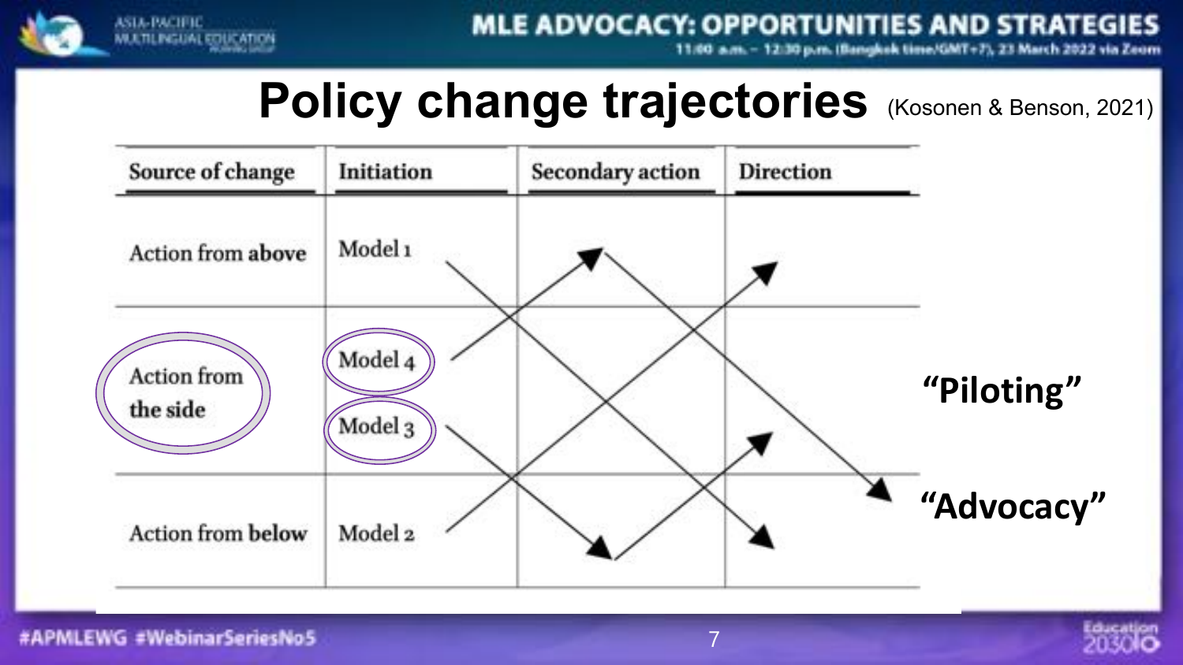# Policy change trajectories (Kosonen & Benson, 2021)

| Source of change | Initiation | Secondary action | Direction |
|---|---|---|---|
| Action from **above** | Model 1 | | |
| Action from the side | Model 4 | | |
| | Model 3 | | |
| Action from **below** | Model 2 | | |

"Piloting"

"Advocacy"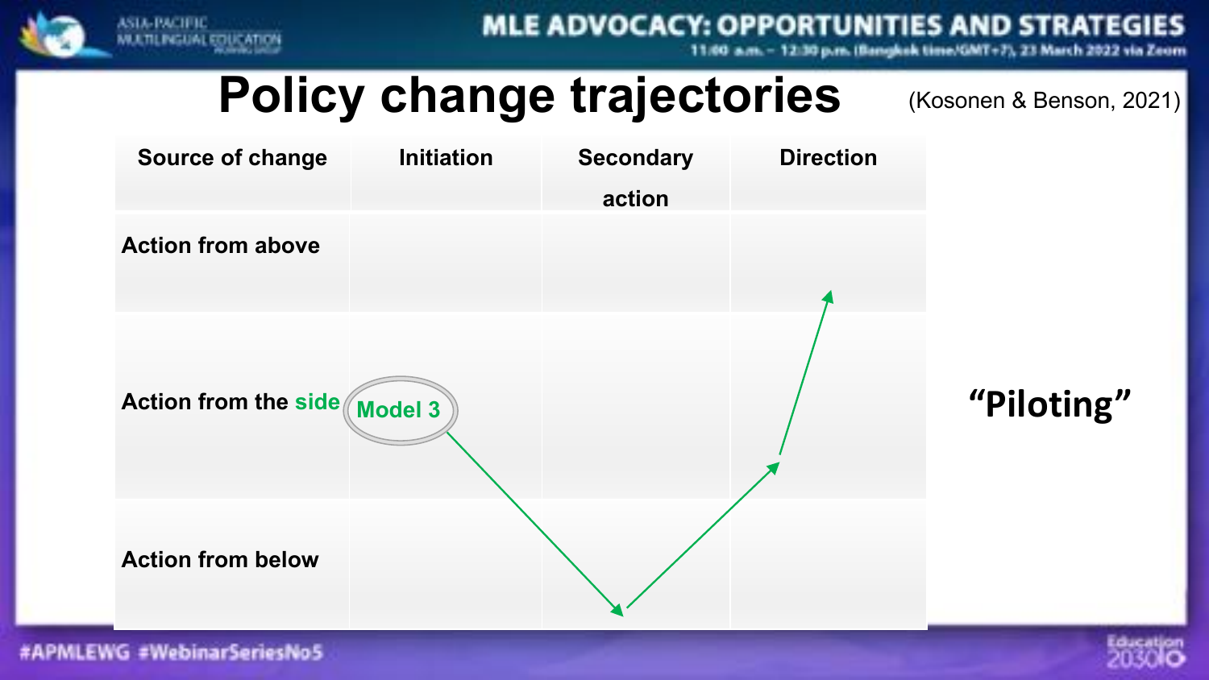# Policy change trajectories

(Kosonen & Benson, 2021)

| Source of change | Initiation | Secondary action | Direction |
| --- | --- | --- | --- |
| Action from above | | | |
| Action from the side | Model 3 | | |
| Action from below | | | |

"Piloting"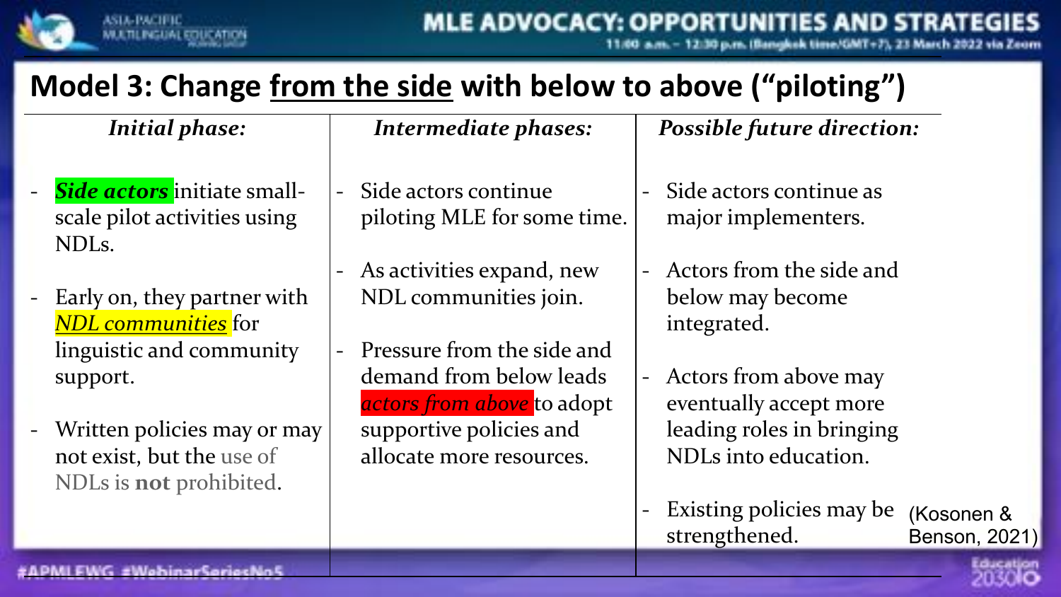## Model 3: Change <u>from the side</u> with below to above ("piloting")

| *Initial phase:* | *Intermediate phases:* | *Possible future direction:* |
|---|---|---|
| - ***Side actors*** initiate small-scale pilot activities using NDLs.<br><br>- Early on, they partner with ***NDL communities*** for linguistic and community support.<br><br>- Written policies may or may not exist, but the use of NDLs is **not** prohibited. | - Side actors continue piloting MLE for some time.<br><br>- As activities expand, new NDL communities join.<br><br>- Pressure from the side and demand from below leads ***actors from above*** to adopt supportive policies and allocate more resources. | - Side actors continue as major implementers.<br><br>- Actors from the side and below may become integrated.<br><br>- Actors from above may eventually accept more leading roles in bringing NDLs into education.<br><br>- Existing policies may be strengthened. |

(Kosonen & Benson, 2021)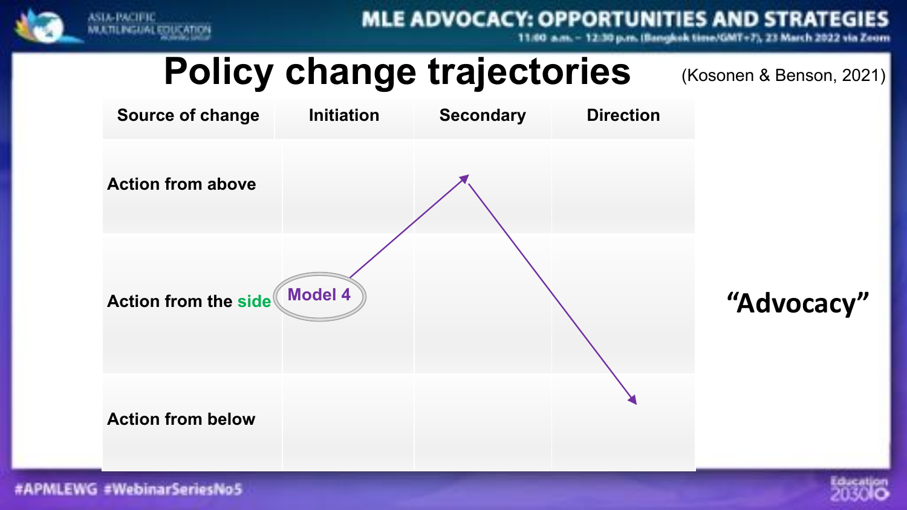# Policy change trajectories

(Kosonen & Benson, 2021)

| Source of change | Initiation | Secondary | Direction |
| --- | --- | --- | --- |
| Action from above | | | |
| Action from the side | Model 4 | | |
| Action from below | | | |

"Advocacy"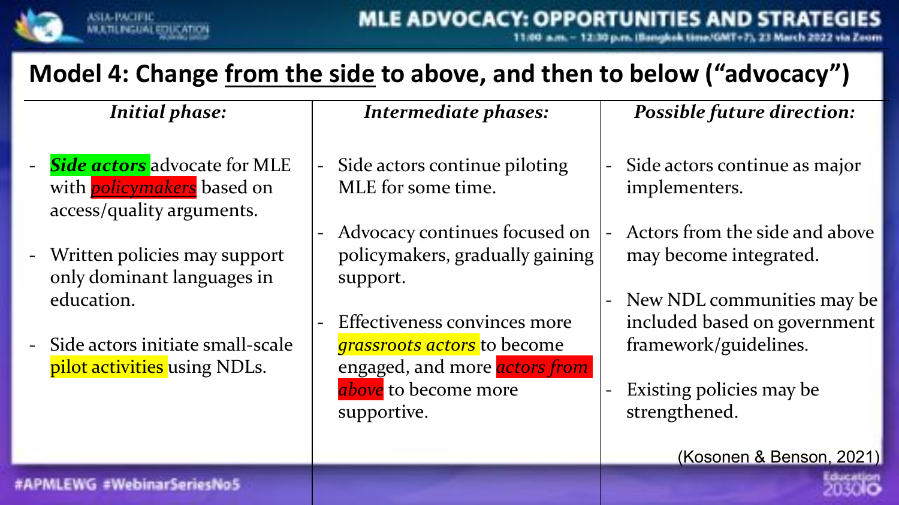## Model 4: Change from the side to above, and then to below ("advocacy")

| *Initial phase:* | *Intermediate phases:* | *Possible future direction:* |
|---|---|---|
| - ***Side actors*** advocate for MLE with ***policymakers*** based on access/quality arguments.<br><br>- Written policies may support only dominant languages in education.<br><br>- Side actors initiate small-scale pilot activities using NDLs. | - Side actors continue piloting MLE for some time.<br><br>- Advocacy continues focused on policymakers, gradually gaining support.<br><br>- Effectiveness convinces more *grassroots actors* to become engaged, and more ***actors from above*** to become more supportive. | - Side actors continue as major implementers.<br><br>- Actors from the side and above may become integrated.<br><br>- New NDL communities may be included based on government framework/guidelines.<br><br>- Existing policies may be strengthened. |

(Kosonen & Benson, 2021)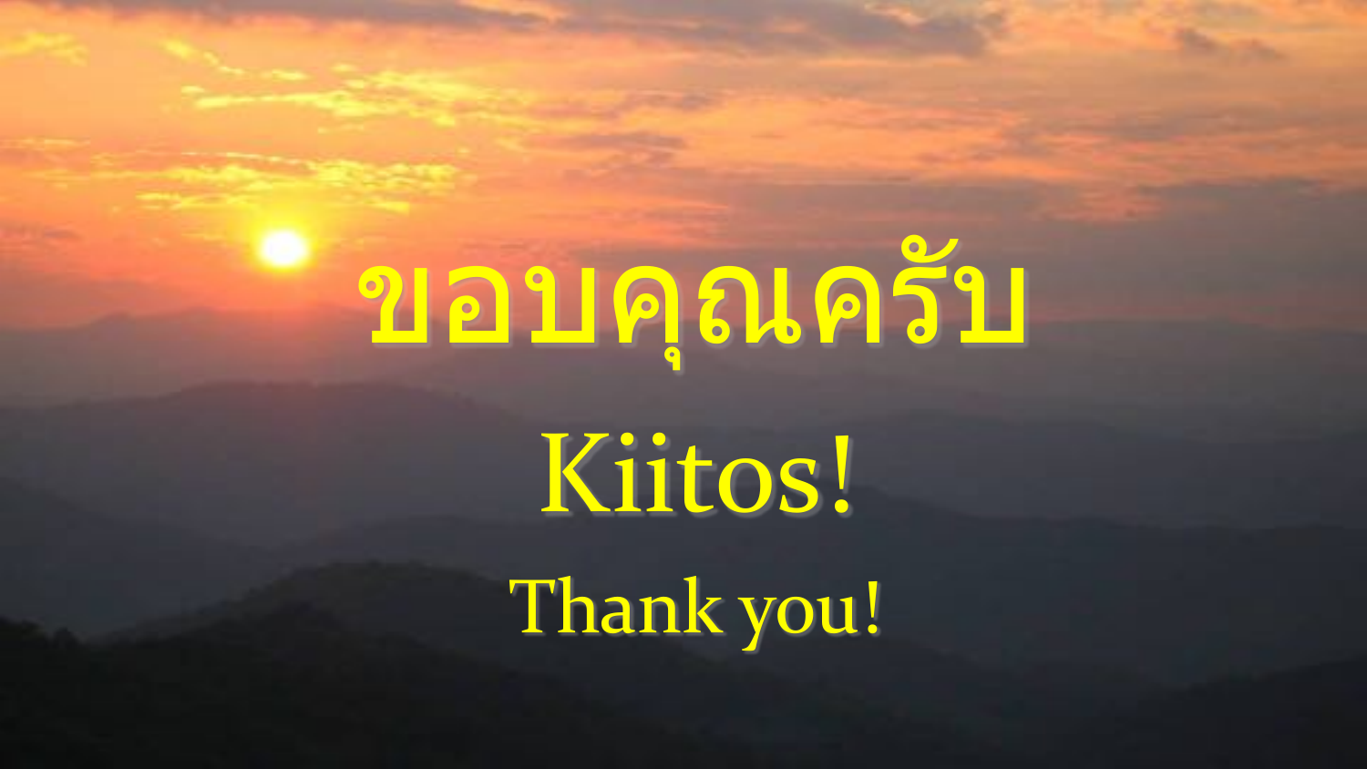# ขอบคุณครับ

# Kiitos!

## Thank you!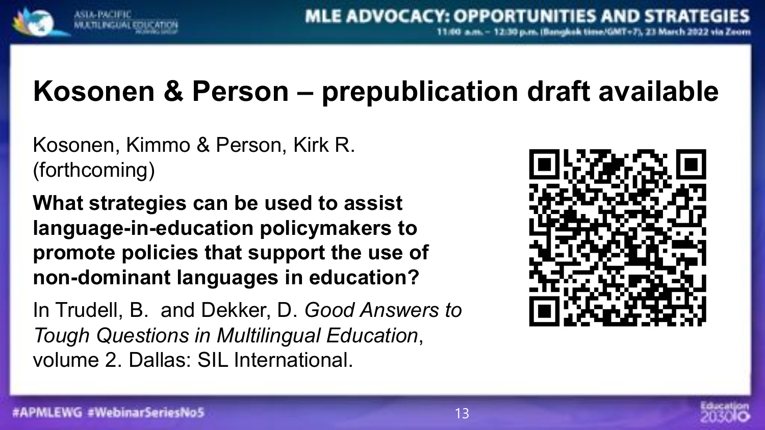# Kosonen & Person – prepublication draft available

Kosonen, Kimmo & Person, Kirk R. (forthcoming)

**What strategies can be used to assist language-in-education policymakers to promote policies that support the use of non-dominant languages in education?**

In Trudell, B. and Dekker, D. *Good Answers to Tough Questions in Multilingual Education*, volume 2. Dallas: SIL International.